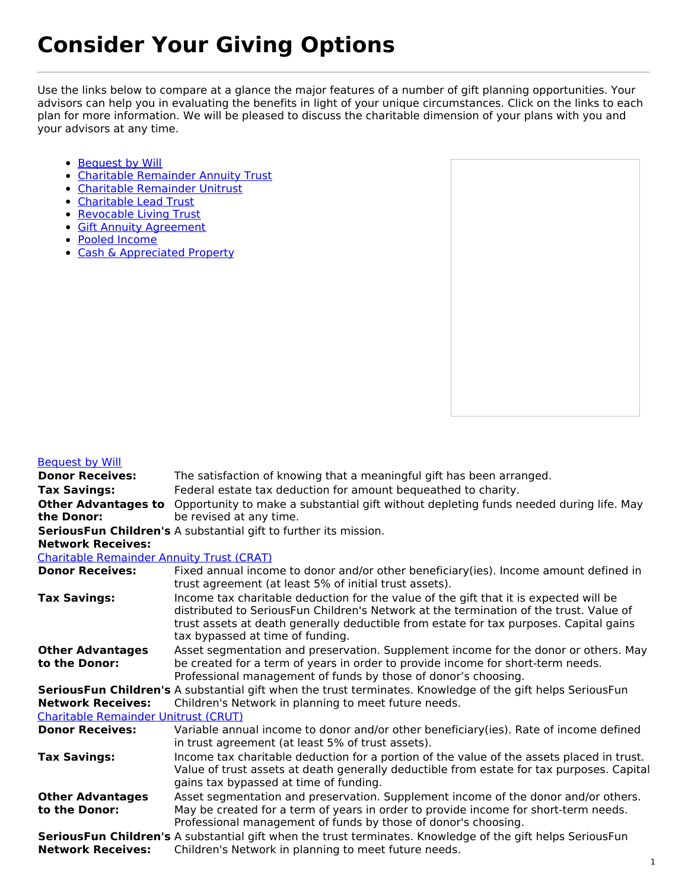# Consider Your Giving Options

Use the links below to compare at a glance the major features of a number of gift planning opportunities. Your advisors can help you in evaluating the benefits in light of your unique circumstances. Click on the links to each plan for more information. We will be pleased to discuss the charitable dimension of your plans with you and your advisors at any time.

- Bequest by Will
- Charitable Remainder Annuity Trust
- Charitable Remainder Unitrust
- Charitable Lead Trust
- Revocable Living Trust
- Gift Annuity Agreement
- Pooled Income
- Cash & Appreciated Property

Bequest by Will

| | |
|---|---|
| **Donor Receives:** | The satisfaction of knowing that a meaningful gift has been arranged. |
| **Tax Savings:** | Federal estate tax deduction for amount bequeathed to charity. |
| **Other Advantages to the Donor:** | Opportunity to make a substantial gift without depleting funds needed during life. May be revised at any time. |
| **SeriousFun Children's Network Receives:** | A substantial gift to further its mission. |

Charitable Remainder Annuity Trust (CRAT)

| | |
|---|---|
| **Donor Receives:** | Fixed annual income to donor and/or other beneficiary(ies). Income amount defined in trust agreement (at least 5% of initial trust assets). |
| **Tax Savings:** | Income tax charitable deduction for the value of the gift that it is expected will be distributed to SeriousFun Children's Network at the termination of the trust. Value of trust assets at death generally deductible from estate for tax purposes. Capital gains tax bypassed at time of funding. |
| **Other Advantages to the Donor:** | Asset segmentation and preservation. Supplement income for the donor or others. May be created for a term of years in order to provide income for short-term needs. Professional management of funds by those of donor’s choosing. |
| **SeriousFun Children's Network Receives:** | A substantial gift when the trust terminates. Knowledge of the gift helps SeriousFun Children's Network in planning to meet future needs. |

Charitable Remainder Unitrust (CRUT)

| | |
|---|---|
| **Donor Receives:** | Variable annual income to donor and/or other beneficiary(ies). Rate of income defined in trust agreement (at least 5% of trust assets). |
| **Tax Savings:** | Income tax charitable deduction for a portion of the value of the assets placed in trust. Value of trust assets at death generally deductible from estate for tax purposes. Capital gains tax bypassed at time of funding. |
| **Other Advantages to the Donor:** | Asset segmentation and preservation. Supplement income of the donor and/or others. May be created for a term of years in order to provide income for short-term needs. Professional management of funds by those of donor's choosing. |
| **SeriousFun Children's Network Receives:** | A substantial gift when the trust terminates. Knowledge of the gift helps SeriousFun Children's Network in planning to meet future needs. |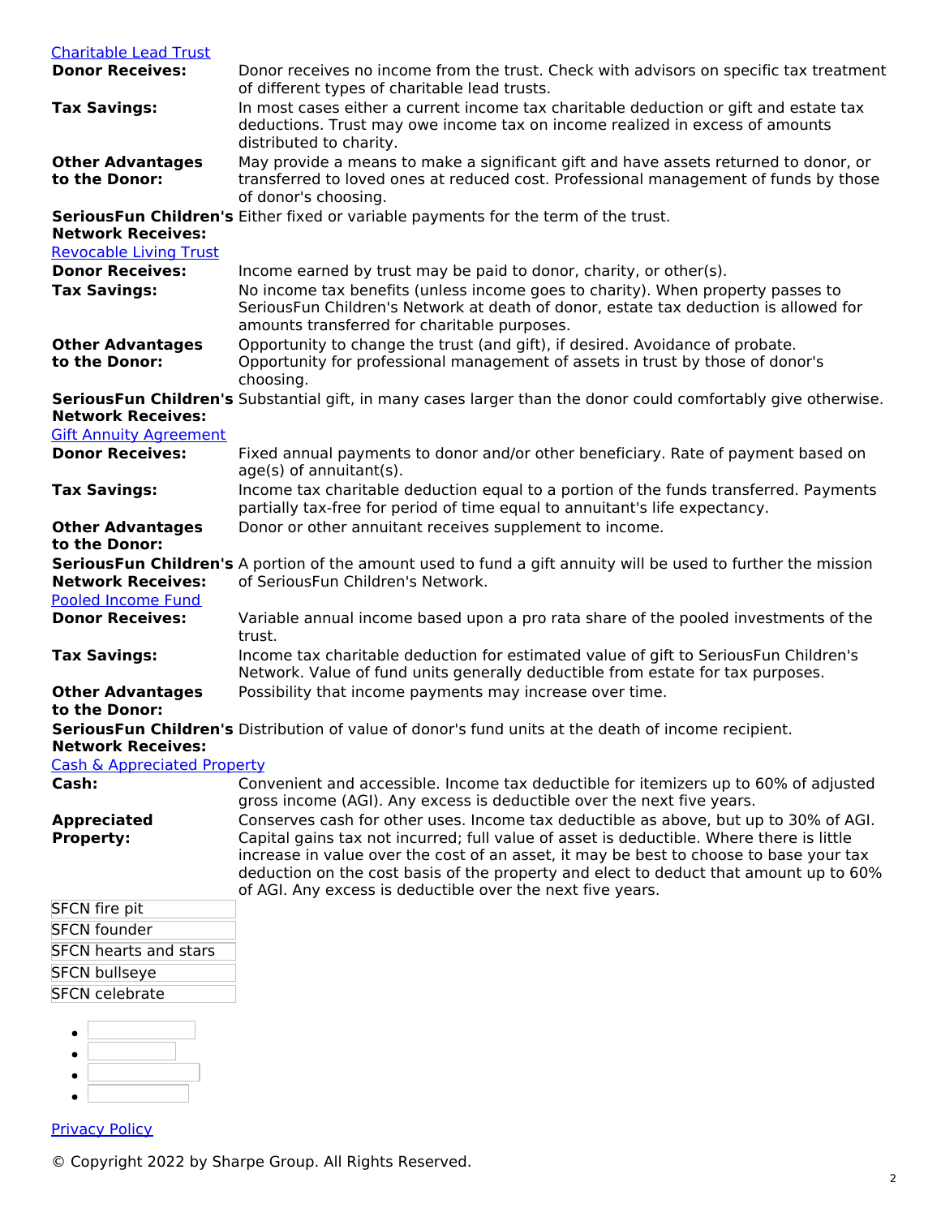[Charitable Lead Trust]

| | |
|---|---|
| **Donor Receives:** | Donor receives no income from the trust. Check with advisors on specific tax treatment of different types of charitable lead trusts. |
| **Tax Savings:** | In most cases either a current income tax charitable deduction or gift and estate tax deductions. Trust may owe income tax on income realized in excess of amounts distributed to charity. |
| **Other Advantages to the Donor:** | May provide a means to make a significant gift and have assets returned to donor, or transferred to loved ones at reduced cost. Professional management of funds by those of donor's choosing. |
| **SeriousFun Children's Network Receives:** | Either fixed or variable payments for the term of the trust. |

[Revocable Living Trust]

| | |
|---|---|
| **Donor Receives:** | Income earned by trust may be paid to donor, charity, or other(s). |
| **Tax Savings:** | No income tax benefits (unless income goes to charity). When property passes to SeriousFun Children's Network at death of donor, estate tax deduction is allowed for amounts transferred for charitable purposes. |
| **Other Advantages to the Donor:** | Opportunity to change the trust (and gift), if desired. Avoidance of probate. Opportunity for professional management of assets in trust by those of donor's choosing. |
| **SeriousFun Children's Network Receives:** | Substantial gift, in many cases larger than the donor could comfortably give otherwise. |

[Gift Annuity Agreement]

| | |
|---|---|
| **Donor Receives:** | Fixed annual payments to donor and/or other beneficiary. Rate of payment based on age(s) of annuitant(s). |
| **Tax Savings:** | Income tax charitable deduction equal to a portion of the funds transferred. Payments partially tax-free for period of time equal to annuitant's life expectancy. |
| **Other Advantages to the Donor:** | Donor or other annuitant receives supplement to income. |
| **SeriousFun Children's Network Receives:** | A portion of the amount used to fund a gift annuity will be used to further the mission of SeriousFun Children's Network. |

[Pooled Income Fund]

| | |
|---|---|
| **Donor Receives:** | Variable annual income based upon a pro rata share of the pooled investments of the trust. |
| **Tax Savings:** | Income tax charitable deduction for estimated value of gift to SeriousFun Children's Network. Value of fund units generally deductible from estate for tax purposes. |
| **Other Advantages to the Donor:** | Possibility that income payments may increase over time. |
| **SeriousFun Children's Network Receives:** | Distribution of value of donor's fund units at the death of income recipient. |

[Cash & Appreciated Property]

| | |
|---|---|
| **Cash:** | Convenient and accessible. Income tax deductible for itemizers up to 60% of adjusted gross income (AGI). Any excess is deductible over the next five years. |
| **Appreciated Property:** | Conserves cash for other uses. Income tax deductible as above, but up to 30% of AGI. Capital gains tax not incurred; full value of asset is deductible. Where there is little increase in value over the cost of an asset, it may be best to choose to base your tax deduction on the cost basis of the property and elect to deduct that amount up to 60% of AGI. Any excess is deductible over the next five years. |

SFCN fire pit

SFCN founder

SFCN hearts and stars

SFCN bullseye

SFCN celebrate

[Privacy Policy]

© Copyright 2022 by Sharpe Group. All Rights Reserved.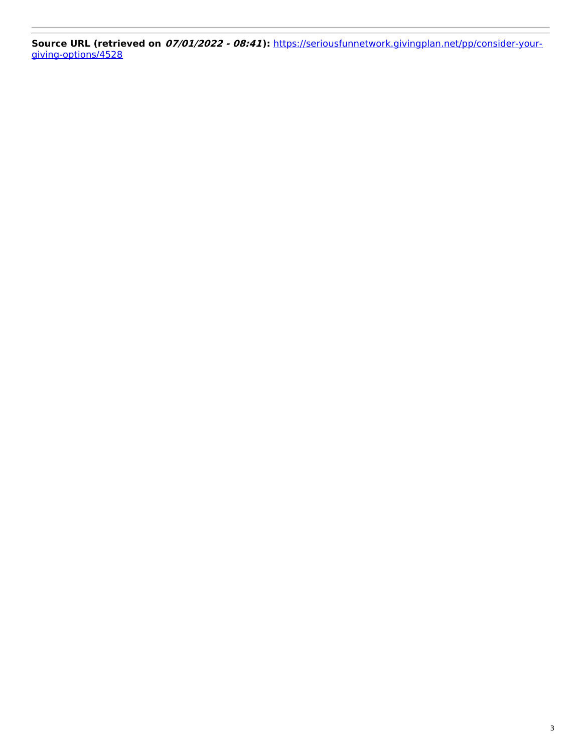**Source URL (retrieved on *07/01/2022 - 08:41*):** [https://seriousfunnetwork.givingplan.net/pp/consider-your-giving-options/4528](https://seriousfunnetwork.givingplan.net/pp/consider-your-giving-options/4528)